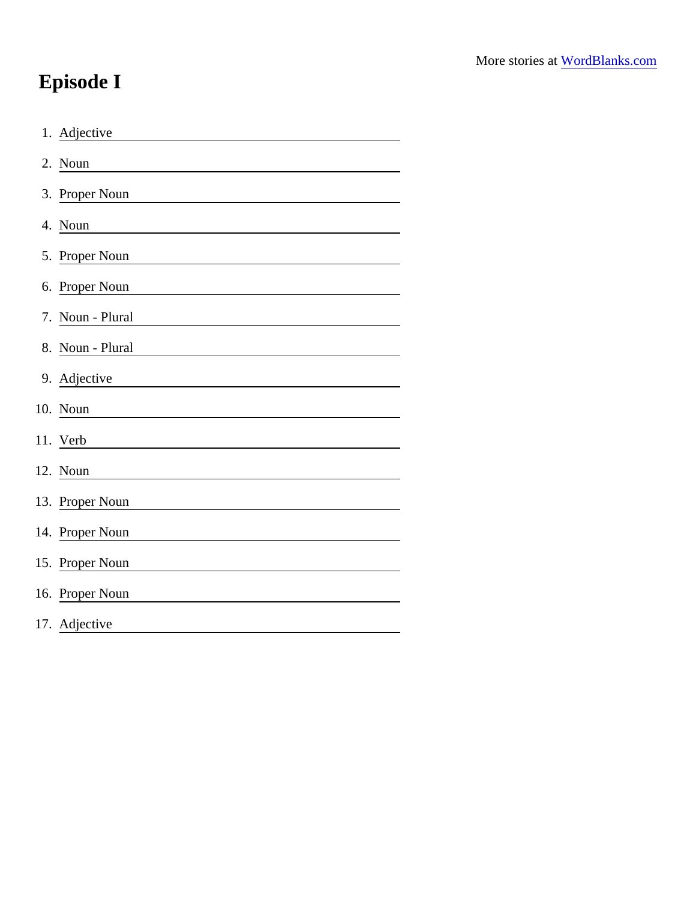More stories at [WordBlanks.com](https://wordblanks.com)

# Episode I

1. Adjective ____________________
2. Noun ____________________
3. Proper Noun ____________________
4. Noun ____________________
5. Proper Noun ____________________
6. Proper Noun ____________________
7. Noun - Plural ____________________
8. Noun - Plural ____________________
9. Adjective ____________________
10. Noun ____________________
11. Verb ____________________
12. Noun ____________________
13. Proper Noun ____________________
14. Proper Noun ____________________
15. Proper Noun ____________________
16. Proper Noun ____________________
17. Adjective ____________________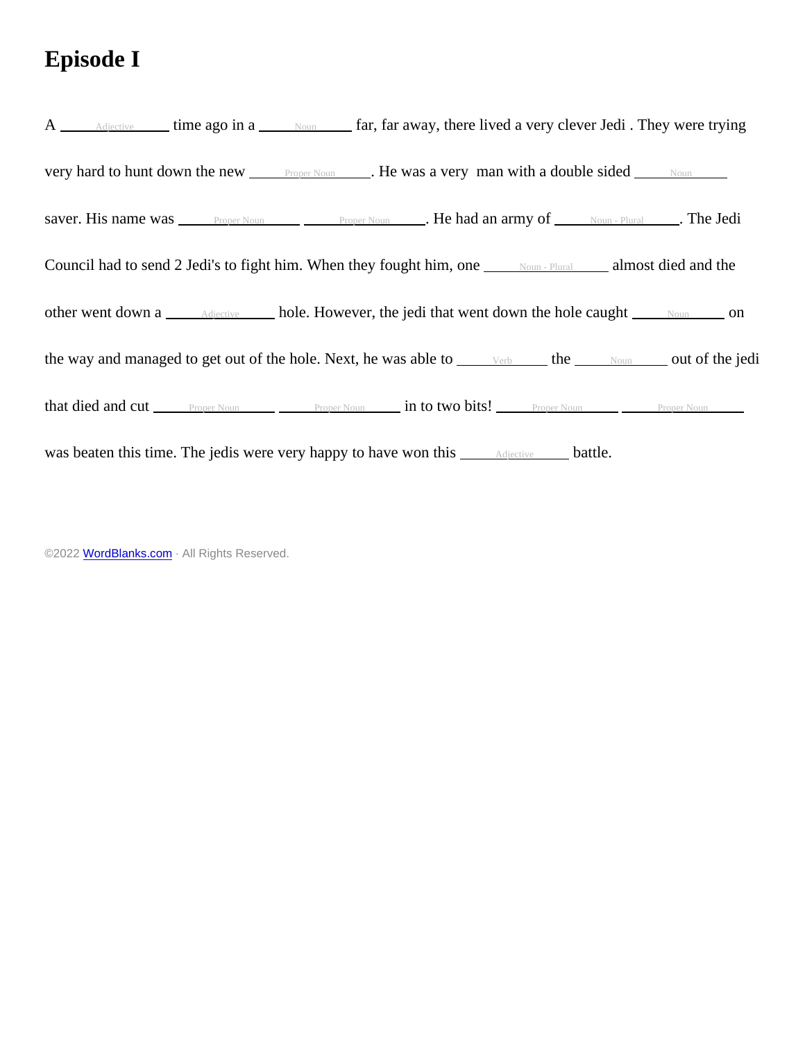# Episode I

A \_\_\_\_\_Adjective\_\_\_\_\_ time ago in a \_\_\_\_\_Noun\_\_\_\_\_ far, far away, there lived a very clever Jedi . They were trying very hard to hunt down the new \_\_\_\_\_Proper Noun\_\_\_\_\_. He was a very  man with a double sided \_\_\_\_\_Noun\_\_\_\_\_ saver. His name was \_\_\_\_\_Proper Noun\_\_\_\_\_ \_\_\_\_\_Proper Noun\_\_\_\_\_. He had an army of \_\_\_\_\_Noun - Plural\_\_\_\_\_. The Jedi Council had to send 2 Jedi's to fight him. When they fought him, one \_\_\_\_\_Noun - Plural\_\_\_\_\_ almost died and the other went down a \_\_\_\_\_Adjective\_\_\_\_\_ hole. However, the jedi that went down the hole caught \_\_\_\_\_Noun\_\_\_\_\_ on the way and managed to get out of the hole. Next, he was able to \_\_\_\_\_Verb\_\_\_\_\_ the \_\_\_\_\_Noun\_\_\_\_\_ out of the jedi that died and cut \_\_\_\_\_Proper Noun\_\_\_\_\_ \_\_\_\_\_Proper Noun\_\_\_\_\_ in to two bits! \_\_\_\_\_Proper Noun\_\_\_\_\_ \_\_\_\_\_Proper Noun\_\_\_\_\_ was beaten this time. The jedis were very happy to have won this \_\_\_\_\_Adjective\_\_\_\_\_ battle.

©2022 WordBlanks.com · All Rights Reserved.